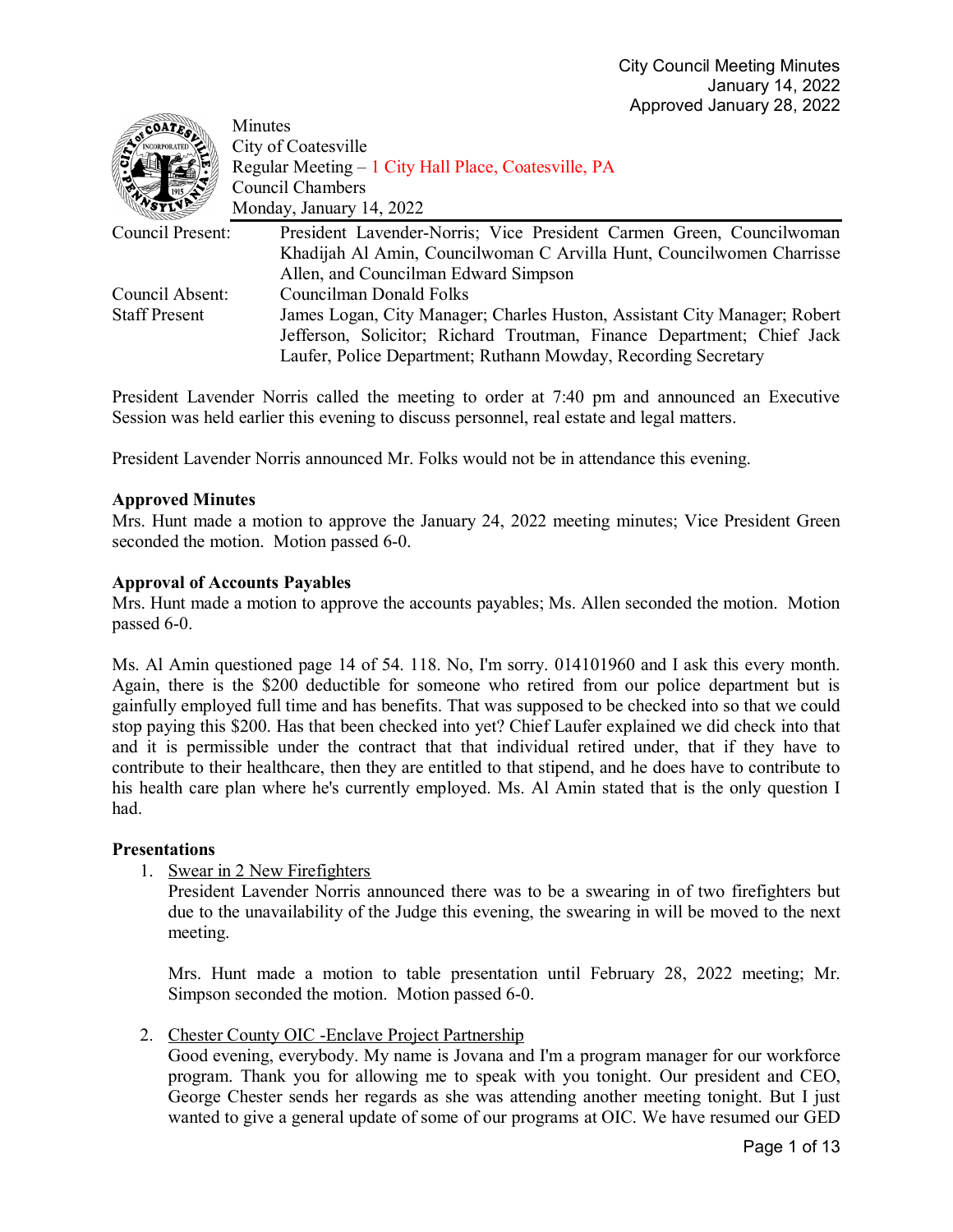City Council Meeting Minutes
January 14, 2022
Approved January 28, 2022

Minutes
City of Coatesville
Regular Meeting – 1 City Hall Place, Coatesville, PA
Council Chambers
Monday, January 14, 2022

| | |
|---|---|
| Council Present: | President Lavender-Norris; Vice President Carmen Green, Councilwoman Khadijah Al Amin, Councilwoman C Arvilla Hunt, Councilwomen Charrisse Allen, and Councilman Edward Simpson |
| Council Absent: | Councilman Donald Folks |
| Staff Present | James Logan, City Manager; Charles Huston, Assistant City Manager; Robert Jefferson, Solicitor; Richard Troutman, Finance Department; Chief Jack Laufer, Police Department; Ruthann Mowday, Recording Secretary |

President Lavender Norris called the meeting to order at 7:40 pm and announced an Executive Session was held earlier this evening to discuss personnel, real estate and legal matters.

President Lavender Norris announced Mr. Folks would not be in attendance this evening.

**Approved Minutes**
Mrs. Hunt made a motion to approve the January 24, 2022 meeting minutes; Vice President Green seconded the motion. Motion passed 6-0.

**Approval of Accounts Payables**
Mrs. Hunt made a motion to approve the accounts payables; Ms. Allen seconded the motion. Motion passed 6-0.

Ms. Al Amin questioned page 14 of 54. 118. No, I'm sorry. 014101960 and I ask this every month. Again, there is the $200 deductible for someone who retired from our police department but is gainfully employed full time and has benefits. That was supposed to be checked into so that we could stop paying this $200. Has that been checked into yet? Chief Laufer explained we did check into that and it is permissible under the contract that that individual retired under, that if they have to contribute to their healthcare, then they are entitled to that stipend, and he does have to contribute to his health care plan where he's currently employed. Ms. Al Amin stated that is the only question I had.

**Presentations**

1. Swear in 2 New Firefighters
   President Lavender Norris announced there was to be a swearing in of two firefighters but due to the unavailability of the Judge this evening, the swearing in will be moved to the next meeting.

   Mrs. Hunt made a motion to table presentation until February 28, 2022 meeting; Mr. Simpson seconded the motion. Motion passed 6-0.

2. Chester County OIC -Enclave Project Partnership
   Good evening, everybody. My name is Jovana and I'm a program manager for our workforce program. Thank you for allowing me to speak with you tonight. Our president and CEO, George Chester sends her regards as she was attending another meeting tonight. But I just wanted to give a general update of some of our programs at OIC. We have resumed our GED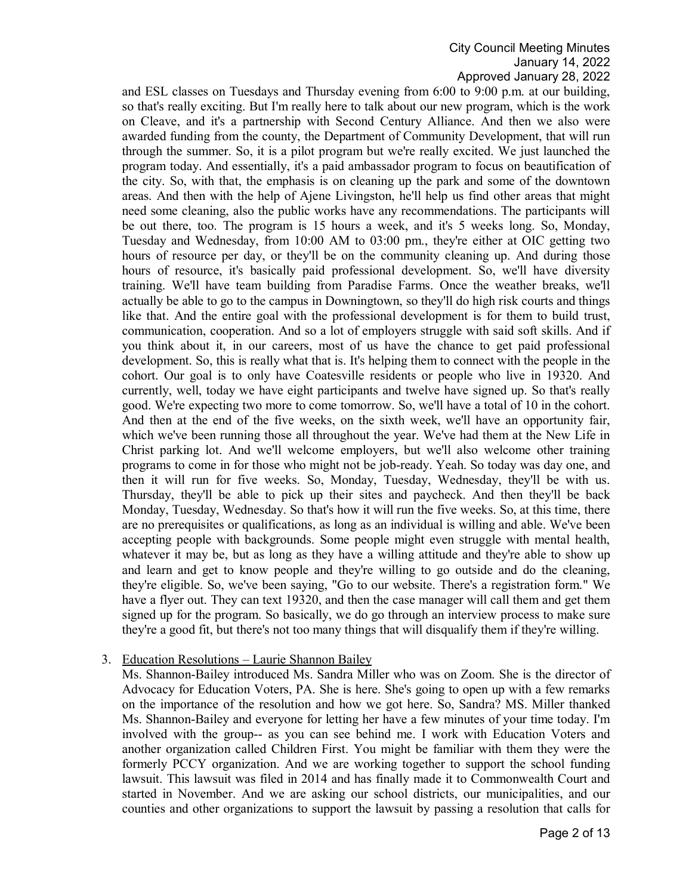and ESL classes on Tuesdays and Thursday evening from 6:00 to 9:00 p.m. at our building, so that's really exciting. But I'm really here to talk about our new program, which is the work on Cleave, and it's a partnership with Second Century Alliance. And then we also were awarded funding from the county, the Department of Community Development, that will run through the summer. So, it is a pilot program but we're really excited. We just launched the program today. And essentially, it's a paid ambassador program to focus on beautification of the city. So, with that, the emphasis is on cleaning up the park and some of the downtown areas. And then with the help of Ajene Livingston, he'll help us find other areas that might need some cleaning, also the public works have any recommendations. The participants will be out there, too. The program is 15 hours a week, and it's 5 weeks long. So, Monday, Tuesday and Wednesday, from 10:00 AM to 03:00 pm., they're either at OIC getting two hours of resource per day, or they'll be on the community cleaning up. And during those hours of resource, it's basically paid professional development. So, we'll have diversity training. We'll have team building from Paradise Farms. Once the weather breaks, we'll actually be able to go to the campus in Downingtown, so they'll do high risk courts and things like that. And the entire goal with the professional development is for them to build trust, communication, cooperation. And so a lot of employers struggle with said soft skills. And if you think about it, in our careers, most of us have the chance to get paid professional development. So, this is really what that is. It's helping them to connect with the people in the cohort. Our goal is to only have Coatesville residents or people who live in 19320. And currently, well, today we have eight participants and twelve have signed up. So that's really good. We're expecting two more to come tomorrow. So, we'll have a total of 10 in the cohort. And then at the end of the five weeks, on the sixth week, we'll have an opportunity fair, which we've been running those all throughout the year. We've had them at the New Life in Christ parking lot. And we'll welcome employers, but we'll also welcome other training programs to come in for those who might not be job-ready. Yeah. So today was day one, and then it will run for five weeks. So, Monday, Tuesday, Wednesday, they'll be with us. Thursday, they'll be able to pick up their sites and paycheck. And then they'll be back Monday, Tuesday, Wednesday. So that's how it will run the five weeks. So, at this time, there are no prerequisites or qualifications, as long as an individual is willing and able. We've been accepting people with backgrounds. Some people might even struggle with mental health, whatever it may be, but as long as they have a willing attitude and they're able to show up and learn and get to know people and they're willing to go outside and do the cleaning, they're eligible. So, we've been saying, "Go to our website. There's a registration form." We have a flyer out. They can text 19320, and then the case manager will call them and get them signed up for the program. So basically, we do go through an interview process to make sure they're a good fit, but there's not too many things that will disqualify them if they're willing.

3. Education Resolutions – Laurie Shannon Bailey

   Ms. Shannon-Bailey introduced Ms. Sandra Miller who was on Zoom. She is the director of Advocacy for Education Voters, PA. She is here. She's going to open up with a few remarks on the importance of the resolution and how we got here. So, Sandra? MS. Miller thanked Ms. Shannon-Bailey and everyone for letting her have a few minutes of your time today. I'm involved with the group-- as you can see behind me. I work with Education Voters and another organization called Children First. You might be familiar with them they were the formerly PCCY organization. And we are working together to support the school funding lawsuit. This lawsuit was filed in 2014 and has finally made it to Commonwealth Court and started in November. And we are asking our school districts, our municipalities, and our counties and other organizations to support the lawsuit by passing a resolution that calls for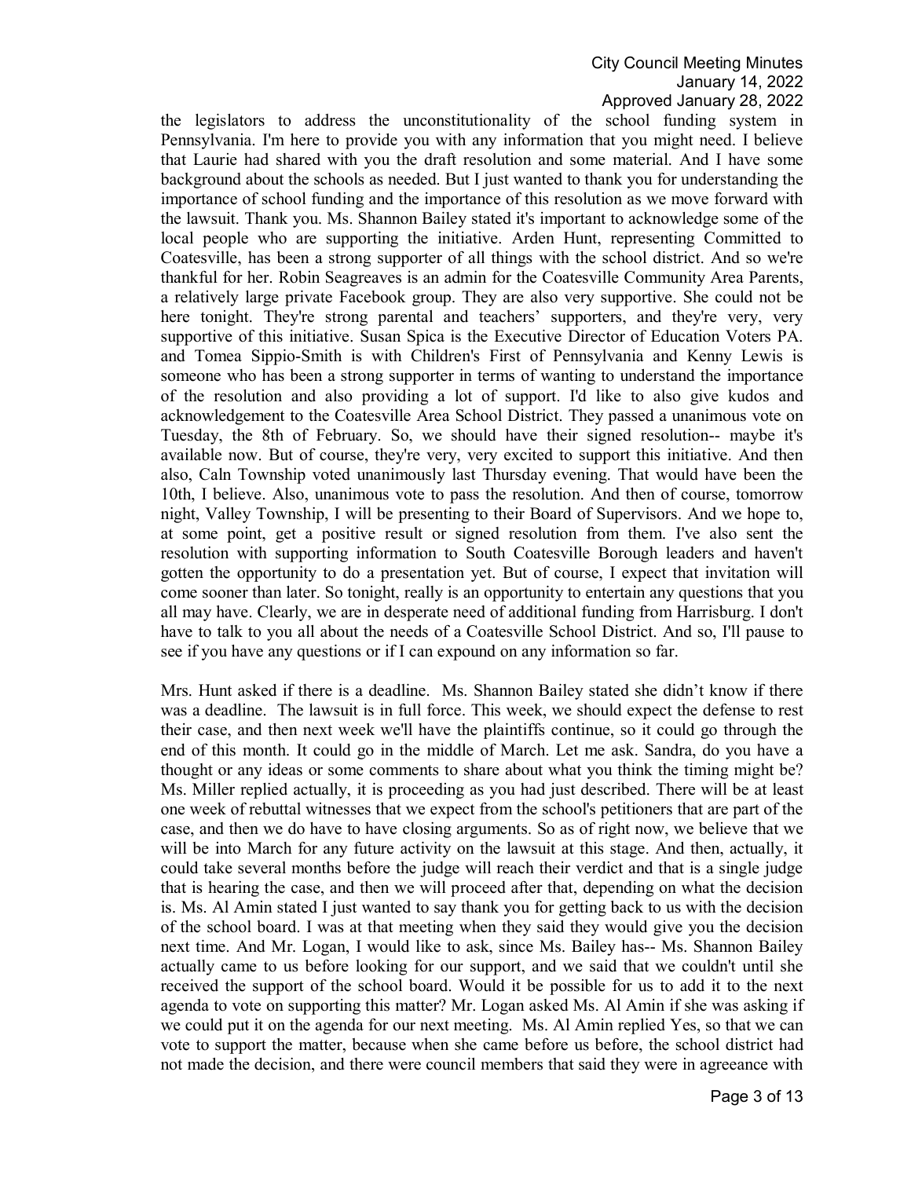the legislators to address the unconstitutionality of the school funding system in Pennsylvania. I'm here to provide you with any information that you might need. I believe that Laurie had shared with you the draft resolution and some material. And I have some background about the schools as needed. But I just wanted to thank you for understanding the importance of school funding and the importance of this resolution as we move forward with the lawsuit. Thank you. Ms. Shannon Bailey stated it's important to acknowledge some of the local people who are supporting the initiative. Arden Hunt, representing Committed to Coatesville, has been a strong supporter of all things with the school district. And so we're thankful for her. Robin Seagreaves is an admin for the Coatesville Community Area Parents, a relatively large private Facebook group. They are also very supportive. She could not be here tonight. They're strong parental and teachers' supporters, and they're very, very supportive of this initiative. Susan Spica is the Executive Director of Education Voters PA. and Tomea Sippio-Smith is with Children's First of Pennsylvania and Kenny Lewis is someone who has been a strong supporter in terms of wanting to understand the importance of the resolution and also providing a lot of support. I'd like to also give kudos and acknowledgement to the Coatesville Area School District. They passed a unanimous vote on Tuesday, the 8th of February. So, we should have their signed resolution-- maybe it's available now. But of course, they're very, very excited to support this initiative. And then also, Caln Township voted unanimously last Thursday evening. That would have been the 10th, I believe. Also, unanimous vote to pass the resolution. And then of course, tomorrow night, Valley Township, I will be presenting to their Board of Supervisors. And we hope to, at some point, get a positive result or signed resolution from them. I've also sent the resolution with supporting information to South Coatesville Borough leaders and haven't gotten the opportunity to do a presentation yet. But of course, I expect that invitation will come sooner than later. So tonight, really is an opportunity to entertain any questions that you all may have. Clearly, we are in desperate need of additional funding from Harrisburg. I don't have to talk to you all about the needs of a Coatesville School District. And so, I'll pause to see if you have any questions or if I can expound on any information so far.

Mrs. Hunt asked if there is a deadline. Ms. Shannon Bailey stated she didn't know if there was a deadline. The lawsuit is in full force. This week, we should expect the defense to rest their case, and then next week we'll have the plaintiffs continue, so it could go through the end of this month. It could go in the middle of March. Let me ask. Sandra, do you have a thought or any ideas or some comments to share about what you think the timing might be? Ms. Miller replied actually, it is proceeding as you had just described. There will be at least one week of rebuttal witnesses that we expect from the school's petitioners that are part of the case, and then we do have to have closing arguments. So as of right now, we believe that we will be into March for any future activity on the lawsuit at this stage. And then, actually, it could take several months before the judge will reach their verdict and that is a single judge that is hearing the case, and then we will proceed after that, depending on what the decision is. Ms. Al Amin stated I just wanted to say thank you for getting back to us with the decision of the school board. I was at that meeting when they said they would give you the decision next time. And Mr. Logan, I would like to ask, since Ms. Bailey has-- Ms. Shannon Bailey actually came to us before looking for our support, and we said that we couldn't until she received the support of the school board. Would it be possible for us to add it to the next agenda to vote on supporting this matter? Mr. Logan asked Ms. Al Amin if she was asking if we could put it on the agenda for our next meeting. Ms. Al Amin replied Yes, so that we can vote to support the matter, because when she came before us before, the school district had not made the decision, and there were council members that said they were in agreeance with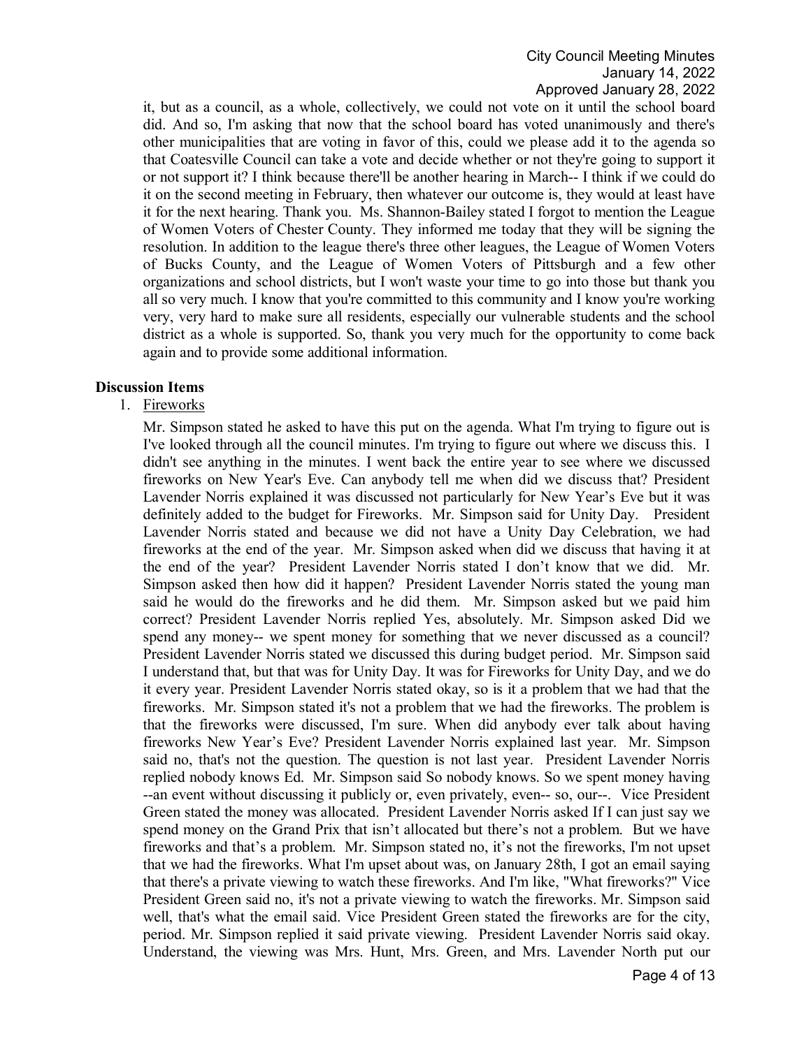it, but as a council, as a whole, collectively, we could not vote on it until the school board did. And so, I'm asking that now that the school board has voted unanimously and there's other municipalities that are voting in favor of this, could we please add it to the agenda so that Coatesville Council can take a vote and decide whether or not they're going to support it or not support it? I think because there'll be another hearing in March-- I think if we could do it on the second meeting in February, then whatever our outcome is, they would at least have it for the next hearing. Thank you. Ms. Shannon-Bailey stated I forgot to mention the League of Women Voters of Chester County. They informed me today that they will be signing the resolution. In addition to the league there's three other leagues, the League of Women Voters of Bucks County, and the League of Women Voters of Pittsburgh and a few other organizations and school districts, but I won't waste your time to go into those but thank you all so very much. I know that you're committed to this community and I know you're working very, very hard to make sure all residents, especially our vulnerable students and the school district as a whole is supported. So, thank you very much for the opportunity to come back again and to provide some additional information.

**Discussion Items**

1. Fireworks

   Mr. Simpson stated he asked to have this put on the agenda. What I'm trying to figure out is I've looked through all the council minutes. I'm trying to figure out where we discuss this. I didn't see anything in the minutes. I went back the entire year to see where we discussed fireworks on New Year's Eve. Can anybody tell me when did we discuss that? President Lavender Norris explained it was discussed not particularly for New Year's Eve but it was definitely added to the budget for Fireworks. Mr. Simpson said for Unity Day. President Lavender Norris stated and because we did not have a Unity Day Celebration, we had fireworks at the end of the year. Mr. Simpson asked when did we discuss that having it at the end of the year? President Lavender Norris stated I don't know that we did. Mr. Simpson asked then how did it happen? President Lavender Norris stated the young man said he would do the fireworks and he did them. Mr. Simpson asked but we paid him correct? President Lavender Norris replied Yes, absolutely. Mr. Simpson asked Did we spend any money-- we spent money for something that we never discussed as a council? President Lavender Norris stated we discussed this during budget period. Mr. Simpson said I understand that, but that was for Unity Day. It was for Fireworks for Unity Day, and we do it every year. President Lavender Norris stated okay, so is it a problem that we had that the fireworks. Mr. Simpson stated it's not a problem that we had the fireworks. The problem is that the fireworks were discussed, I'm sure. When did anybody ever talk about having fireworks New Year's Eve? President Lavender Norris explained last year. Mr. Simpson said no, that's not the question. The question is not last year. President Lavender Norris replied nobody knows Ed. Mr. Simpson said So nobody knows. So we spent money having --an event without discussing it publicly or, even privately, even-- so, our--. Vice President Green stated the money was allocated. President Lavender Norris asked If I can just say we spend money on the Grand Prix that isn't allocated but there's not a problem. But we have fireworks and that's a problem. Mr. Simpson stated no, it's not the fireworks, I'm not upset that we had the fireworks. What I'm upset about was, on January 28th, I got an email saying that there's a private viewing to watch these fireworks. And I'm like, "What fireworks?" Vice President Green said no, it's not a private viewing to watch the fireworks. Mr. Simpson said well, that's what the email said. Vice President Green stated the fireworks are for the city, period. Mr. Simpson replied it said private viewing. President Lavender Norris said okay. Understand, the viewing was Mrs. Hunt, Mrs. Green, and Mrs. Lavender North put our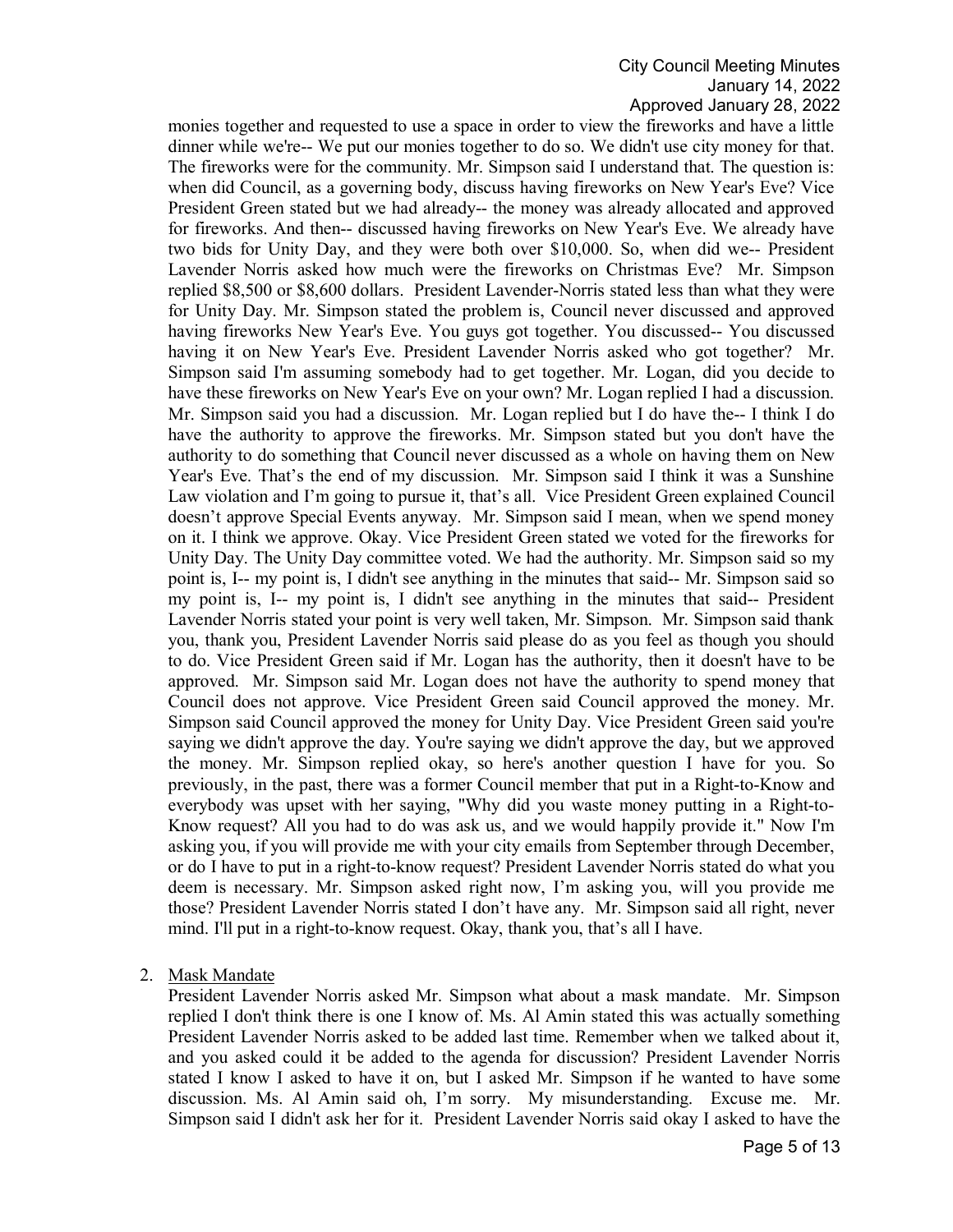monies together and requested to use a space in order to view the fireworks and have a little dinner while we're-- We put our monies together to do so. We didn't use city money for that. The fireworks were for the community. Mr. Simpson said I understand that. The question is: when did Council, as a governing body, discuss having fireworks on New Year's Eve? Vice President Green stated but we had already-- the money was already allocated and approved for fireworks. And then-- discussed having fireworks on New Year's Eve. We already have two bids for Unity Day, and they were both over $10,000. So, when did we-- President Lavender Norris asked how much were the fireworks on Christmas Eve? Mr. Simpson replied $8,500 or $8,600 dollars. President Lavender-Norris stated less than what they were for Unity Day. Mr. Simpson stated the problem is, Council never discussed and approved having fireworks New Year's Eve. You guys got together. You discussed-- You discussed having it on New Year's Eve. President Lavender Norris asked who got together? Mr. Simpson said I'm assuming somebody had to get together. Mr. Logan, did you decide to have these fireworks on New Year's Eve on your own? Mr. Logan replied I had a discussion. Mr. Simpson said you had a discussion. Mr. Logan replied but I do have the-- I think I do have the authority to approve the fireworks. Mr. Simpson stated but you don't have the authority to do something that Council never discussed as a whole on having them on New Year's Eve. That's the end of my discussion. Mr. Simpson said I think it was a Sunshine Law violation and I'm going to pursue it, that's all. Vice President Green explained Council doesn't approve Special Events anyway. Mr. Simpson said I mean, when we spend money on it. I think we approve. Okay. Vice President Green stated we voted for the fireworks for Unity Day. The Unity Day committee voted. We had the authority. Mr. Simpson said so my point is, I-- my point is, I didn't see anything in the minutes that said-- Mr. Simpson said so my point is, I-- my point is, I didn't see anything in the minutes that said-- President Lavender Norris stated your point is very well taken, Mr. Simpson. Mr. Simpson said thank you, thank you, President Lavender Norris said please do as you feel as though you should to do. Vice President Green said if Mr. Logan has the authority, then it doesn't have to be approved. Mr. Simpson said Mr. Logan does not have the authority to spend money that Council does not approve. Vice President Green said Council approved the money. Mr. Simpson said Council approved the money for Unity Day. Vice President Green said you're saying we didn't approve the day. You're saying we didn't approve the day, but we approved the money. Mr. Simpson replied okay, so here's another question I have for you. So previously, in the past, there was a former Council member that put in a Right-to-Know and everybody was upset with her saying, "Why did you waste money putting in a Right-to-Know request? All you had to do was ask us, and we would happily provide it." Now I'm asking you, if you will provide me with your city emails from September through December, or do I have to put in a right-to-know request? President Lavender Norris stated do what you deem is necessary. Mr. Simpson asked right now, I'm asking you, will you provide me those? President Lavender Norris stated I don't have any. Mr. Simpson said all right, never mind. I'll put in a right-to-know request. Okay, thank you, that's all I have.

2. Mask Mandate

President Lavender Norris asked Mr. Simpson what about a mask mandate. Mr. Simpson replied I don't think there is one I know of. Ms. Al Amin stated this was actually something President Lavender Norris asked to be added last time. Remember when we talked about it, and you asked could it be added to the agenda for discussion? President Lavender Norris stated I know I asked to have it on, but I asked Mr. Simpson if he wanted to have some discussion. Ms. Al Amin said oh, I'm sorry. My misunderstanding. Excuse me. Mr. Simpson said I didn't ask her for it. President Lavender Norris said okay I asked to have the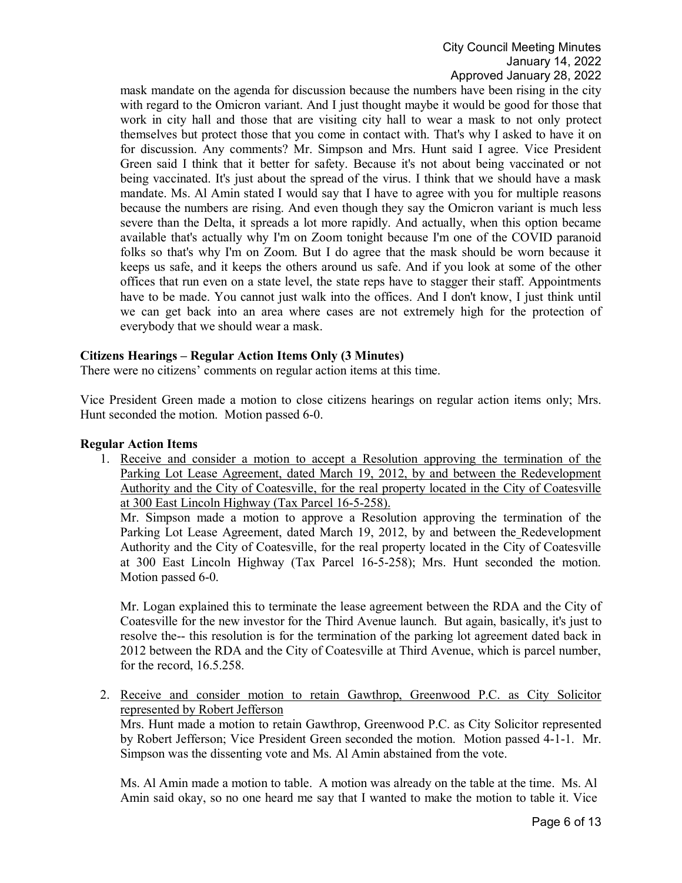mask mandate on the agenda for discussion because the numbers have been rising in the city with regard to the Omicron variant. And I just thought maybe it would be good for those that work in city hall and those that are visiting city hall to wear a mask to not only protect themselves but protect those that you come in contact with. That's why I asked to have it on for discussion. Any comments? Mr. Simpson and Mrs. Hunt said I agree. Vice President Green said I think that it better for safety. Because it's not about being vaccinated or not being vaccinated. It's just about the spread of the virus. I think that we should have a mask mandate. Ms. Al Amin stated I would say that I have to agree with you for multiple reasons because the numbers are rising. And even though they say the Omicron variant is much less severe than the Delta, it spreads a lot more rapidly. And actually, when this option became available that's actually why I'm on Zoom tonight because I'm one of the COVID paranoid folks so that's why I'm on Zoom. But I do agree that the mask should be worn because it keeps us safe, and it keeps the others around us safe. And if you look at some of the other offices that run even on a state level, the state reps have to stagger their staff. Appointments have to be made. You cannot just walk into the offices. And I don't know, I just think until we can get back into an area where cases are not extremely high for the protection of everybody that we should wear a mask.

**Citizens Hearings – Regular Action Items Only (3 Minutes)**

There were no citizens' comments on regular action items at this time.

Vice President Green made a motion to close citizens hearings on regular action items only; Mrs. Hunt seconded the motion. Motion passed 6-0.

**Regular Action Items**

1. Receive and consider a motion to accept a Resolution approving the termination of the Parking Lot Lease Agreement, dated March 19, 2012, by and between the Redevelopment Authority and the City of Coatesville, for the real property located in the City of Coatesville at 300 East Lincoln Highway (Tax Parcel 16-5-258).

   Mr. Simpson made a motion to approve a Resolution approving the termination of the Parking Lot Lease Agreement, dated March 19, 2012, by and between the Redevelopment Authority and the City of Coatesville, for the real property located in the City of Coatesville at 300 East Lincoln Highway (Tax Parcel 16-5-258); Mrs. Hunt seconded the motion. Motion passed 6-0.

   Mr. Logan explained this to terminate the lease agreement between the RDA and the City of Coatesville for the new investor for the Third Avenue launch. But again, basically, it's just to resolve the-- this resolution is for the termination of the parking lot agreement dated back in 2012 between the RDA and the City of Coatesville at Third Avenue, which is parcel number, for the record, 16.5.258.

2. Receive and consider motion to retain Gawthrop, Greenwood P.C. as City Solicitor represented by Robert Jefferson

   Mrs. Hunt made a motion to retain Gawthrop, Greenwood P.C. as City Solicitor represented by Robert Jefferson; Vice President Green seconded the motion. Motion passed 4-1-1. Mr. Simpson was the dissenting vote and Ms. Al Amin abstained from the vote.

   Ms. Al Amin made a motion to table. A motion was already on the table at the time. Ms. Al Amin said okay, so no one heard me say that I wanted to make the motion to table it. Vice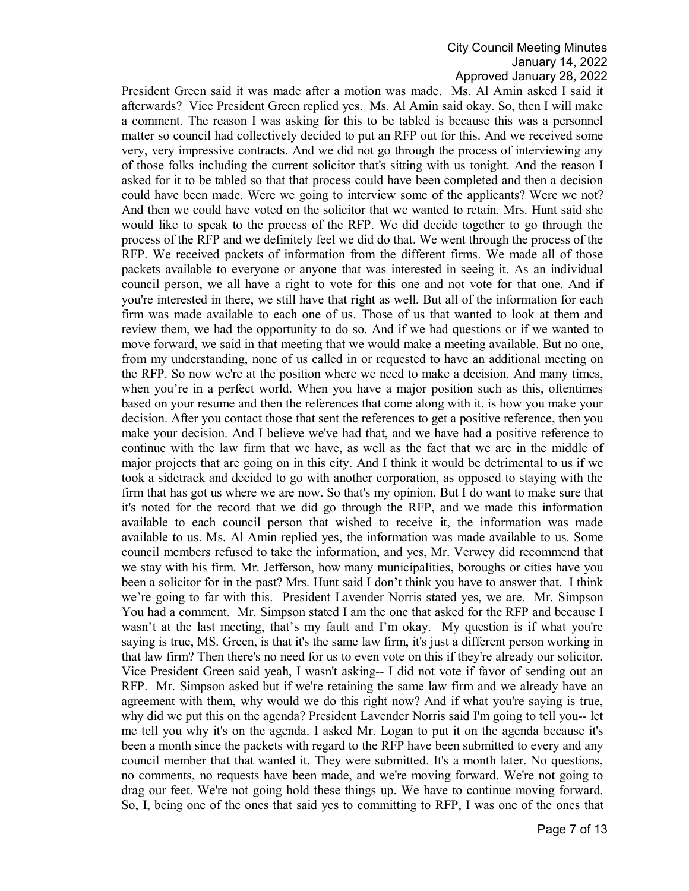President Green said it was made after a motion was made. Ms. Al Amin asked I said it afterwards? Vice President Green replied yes. Ms. Al Amin said okay. So, then I will make a comment. The reason I was asking for this to be tabled is because this was a personnel matter so council had collectively decided to put an RFP out for this. And we received some very, very impressive contracts. And we did not go through the process of interviewing any of those folks including the current solicitor that's sitting with us tonight. And the reason I asked for it to be tabled so that that process could have been completed and then a decision could have been made. Were we going to interview some of the applicants? Were we not? And then we could have voted on the solicitor that we wanted to retain. Mrs. Hunt said she would like to speak to the process of the RFP. We did decide together to go through the process of the RFP and we definitely feel we did do that. We went through the process of the RFP. We received packets of information from the different firms. We made all of those packets available to everyone or anyone that was interested in seeing it. As an individual council person, we all have a right to vote for this one and not vote for that one. And if you're interested in there, we still have that right as well. But all of the information for each firm was made available to each one of us. Those of us that wanted to look at them and review them, we had the opportunity to do so. And if we had questions or if we wanted to move forward, we said in that meeting that we would make a meeting available. But no one, from my understanding, none of us called in or requested to have an additional meeting on the RFP. So now we're at the position where we need to make a decision. And many times, when you're in a perfect world. When you have a major position such as this, oftentimes based on your resume and then the references that come along with it, is how you make your decision. After you contact those that sent the references to get a positive reference, then you make your decision. And I believe we've had that, and we have had a positive reference to continue with the law firm that we have, as well as the fact that we are in the middle of major projects that are going on in this city. And I think it would be detrimental to us if we took a sidetrack and decided to go with another corporation, as opposed to staying with the firm that has got us where we are now. So that's my opinion. But I do want to make sure that it's noted for the record that we did go through the RFP, and we made this information available to each council person that wished to receive it, the information was made available to us. Ms. Al Amin replied yes, the information was made available to us. Some council members refused to take the information, and yes, Mr. Verwey did recommend that we stay with his firm. Mr. Jefferson, how many municipalities, boroughs or cities have you been a solicitor for in the past? Mrs. Hunt said I don't think you have to answer that. I think we're going to far with this. President Lavender Norris stated yes, we are. Mr. Simpson You had a comment. Mr. Simpson stated I am the one that asked for the RFP and because I wasn't at the last meeting, that's my fault and I'm okay. My question is if what you're saying is true, MS. Green, is that it's the same law firm, it's just a different person working in that law firm? Then there's no need for us to even vote on this if they're already our solicitor. Vice President Green said yeah, I wasn't asking-- I did not vote if favor of sending out an RFP. Mr. Simpson asked but if we're retaining the same law firm and we already have an agreement with them, why would we do this right now? And if what you're saying is true, why did we put this on the agenda? President Lavender Norris said I'm going to tell you-- let me tell you why it's on the agenda. I asked Mr. Logan to put it on the agenda because it's been a month since the packets with regard to the RFP have been submitted to every and any council member that that wanted it. They were submitted. It's a month later. No questions, no comments, no requests have been made, and we're moving forward. We're not going to drag our feet. We're not going hold these things up. We have to continue moving forward. So, I, being one of the ones that said yes to committing to RFP, I was one of the ones that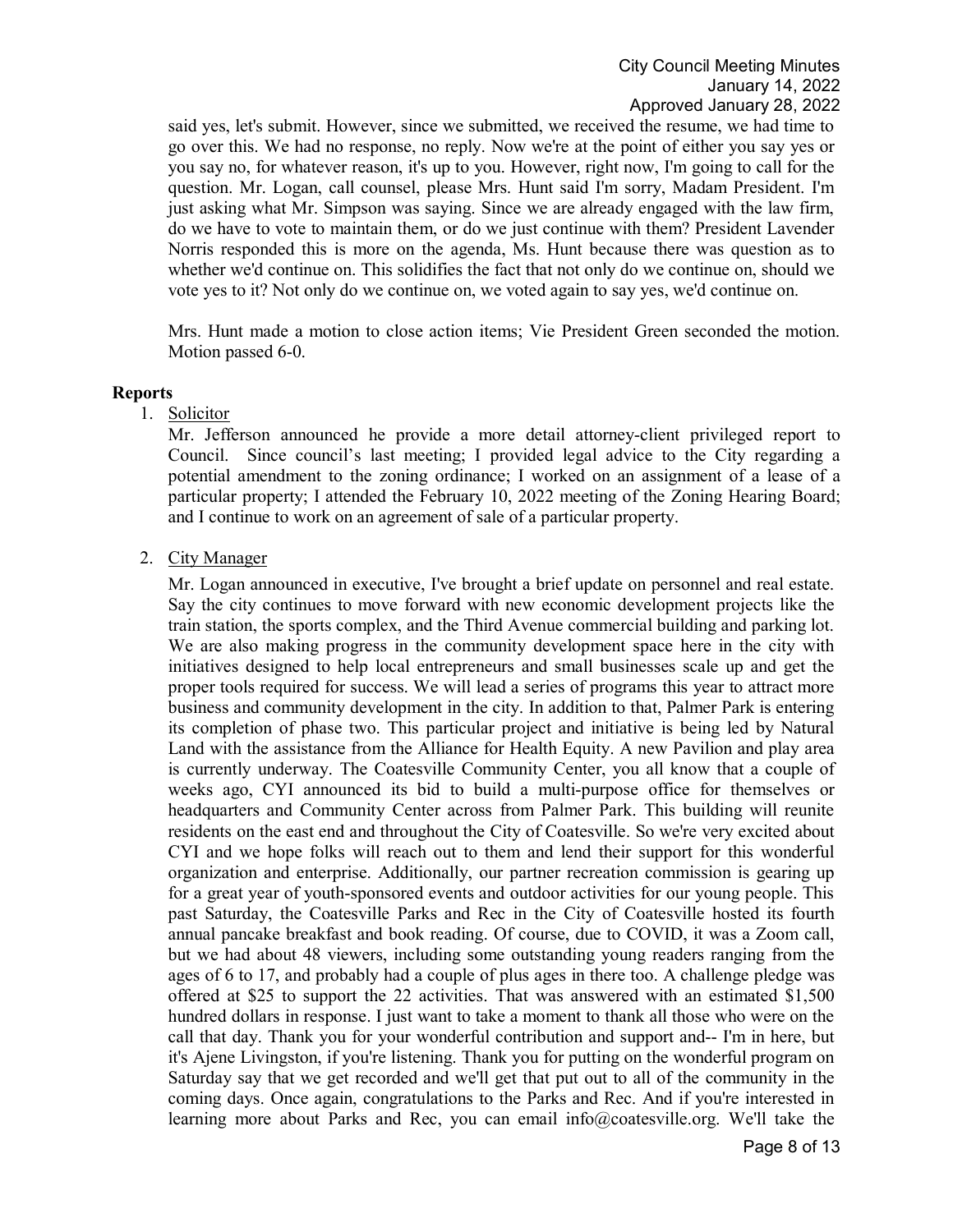said yes, let's submit. However, since we submitted, we received the resume, we had time to go over this. We had no response, no reply. Now we're at the point of either you say yes or you say no, for whatever reason, it's up to you. However, right now, I'm going to call for the question. Mr. Logan, call counsel, please Mrs. Hunt said I'm sorry, Madam President. I'm just asking what Mr. Simpson was saying. Since we are already engaged with the law firm, do we have to vote to maintain them, or do we just continue with them? President Lavender Norris responded this is more on the agenda, Ms. Hunt because there was question as to whether we'd continue on. This solidifies the fact that not only do we continue on, should we vote yes to it? Not only do we continue on, we voted again to say yes, we'd continue on.

Mrs. Hunt made a motion to close action items; Vie President Green seconded the motion. Motion passed 6-0.

**Reports**

1. Solicitor

   Mr. Jefferson announced he provide a more detail attorney-client privileged report to Council. Since council's last meeting; I provided legal advice to the City regarding a potential amendment to the zoning ordinance; I worked on an assignment of a lease of a particular property; I attended the February 10, 2022 meeting of the Zoning Hearing Board; and I continue to work on an agreement of sale of a particular property.

2. City Manager

   Mr. Logan announced in executive, I've brought a brief update on personnel and real estate. Say the city continues to move forward with new economic development projects like the train station, the sports complex, and the Third Avenue commercial building and parking lot. We are also making progress in the community development space here in the city with initiatives designed to help local entrepreneurs and small businesses scale up and get the proper tools required for success. We will lead a series of programs this year to attract more business and community development in the city. In addition to that, Palmer Park is entering its completion of phase two. This particular project and initiative is being led by Natural Land with the assistance from the Alliance for Health Equity. A new Pavilion and play area is currently underway. The Coatesville Community Center, you all know that a couple of weeks ago, CYI announced its bid to build a multi-purpose office for themselves or headquarters and Community Center across from Palmer Park. This building will reunite residents on the east end and throughout the City of Coatesville. So we're very excited about CYI and we hope folks will reach out to them and lend their support for this wonderful organization and enterprise. Additionally, our partner recreation commission is gearing up for a great year of youth-sponsored events and outdoor activities for our young people. This past Saturday, the Coatesville Parks and Rec in the City of Coatesville hosted its fourth annual pancake breakfast and book reading. Of course, due to COVID, it was a Zoom call, but we had about 48 viewers, including some outstanding young readers ranging from the ages of 6 to 17, and probably had a couple of plus ages in there too. A challenge pledge was offered at $25 to support the 22 activities. That was answered with an estimated $1,500 hundred dollars in response. I just want to take a moment to thank all those who were on the call that day. Thank you for your wonderful contribution and support and-- I'm in here, but it's Ajene Livingston, if you're listening. Thank you for putting on the wonderful program on Saturday say that we get recorded and we'll get that put out to all of the community in the coming days. Once again, congratulations to the Parks and Rec. And if you're interested in learning more about Parks and Rec, you can email info@coatesville.org. We'll take the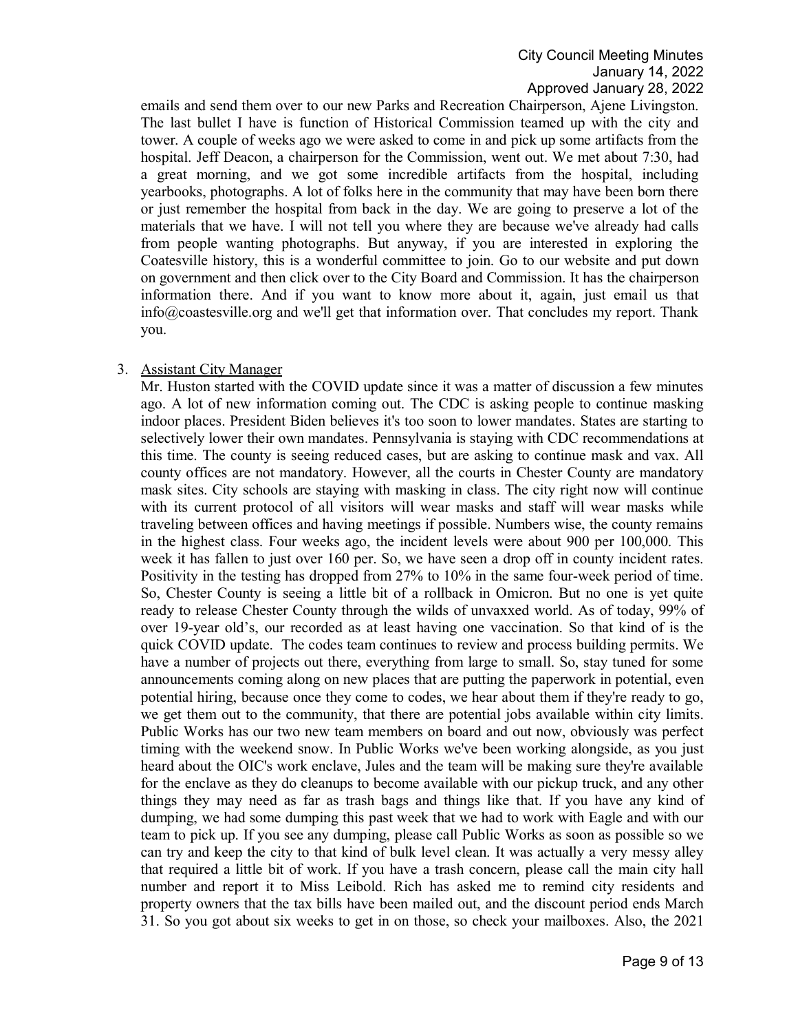emails and send them over to our new Parks and Recreation Chairperson, Ajene Livingston. The last bullet I have is function of Historical Commission teamed up with the city and tower. A couple of weeks ago we were asked to come in and pick up some artifacts from the hospital. Jeff Deacon, a chairperson for the Commission, went out. We met about 7:30, had a great morning, and we got some incredible artifacts from the hospital, including yearbooks, photographs. A lot of folks here in the community that may have been born there or just remember the hospital from back in the day. We are going to preserve a lot of the materials that we have. I will not tell you where they are because we've already had calls from people wanting photographs. But anyway, if you are interested in exploring the Coatesville history, this is a wonderful committee to join. Go to our website and put down on government and then click over to the City Board and Commission. It has the chairperson information there. And if you want to know more about it, again, just email us that info@coastesville.org and we'll get that information over. That concludes my report. Thank you.

3. Assistant City Manager

   Mr. Huston started with the COVID update since it was a matter of discussion a few minutes ago. A lot of new information coming out. The CDC is asking people to continue masking indoor places. President Biden believes it's too soon to lower mandates. States are starting to selectively lower their own mandates. Pennsylvania is staying with CDC recommendations at this time. The county is seeing reduced cases, but are asking to continue mask and vax. All county offices are not mandatory. However, all the courts in Chester County are mandatory mask sites. City schools are staying with masking in class. The city right now will continue with its current protocol of all visitors will wear masks and staff will wear masks while traveling between offices and having meetings if possible. Numbers wise, the county remains in the highest class. Four weeks ago, the incident levels were about 900 per 100,000. This week it has fallen to just over 160 per. So, we have seen a drop off in county incident rates. Positivity in the testing has dropped from 27% to 10% in the same four-week period of time. So, Chester County is seeing a little bit of a rollback in Omicron. But no one is yet quite ready to release Chester County through the wilds of unvaxxed world. As of today, 99% of over 19-year old's, our recorded as at least having one vaccination. So that kind of is the quick COVID update. The codes team continues to review and process building permits. We have a number of projects out there, everything from large to small. So, stay tuned for some announcements coming along on new places that are putting the paperwork in potential, even potential hiring, because once they come to codes, we hear about them if they're ready to go, we get them out to the community, that there are potential jobs available within city limits. Public Works has our two new team members on board and out now, obviously was perfect timing with the weekend snow. In Public Works we've been working alongside, as you just heard about the OIC's work enclave, Jules and the team will be making sure they're available for the enclave as they do cleanups to become available with our pickup truck, and any other things they may need as far as trash bags and things like that. If you have any kind of dumping, we had some dumping this past week that we had to work with Eagle and with our team to pick up. If you see any dumping, please call Public Works as soon as possible so we can try and keep the city to that kind of bulk level clean. It was actually a very messy alley that required a little bit of work. If you have a trash concern, please call the main city hall number and report it to Miss Leibold. Rich has asked me to remind city residents and property owners that the tax bills have been mailed out, and the discount period ends March 31. So you got about six weeks to get in on those, so check your mailboxes. Also, the 2021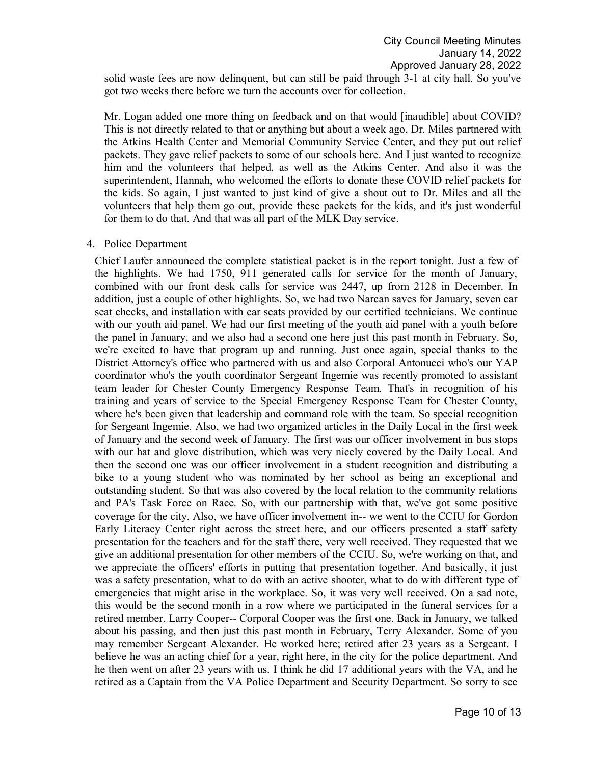solid waste fees are now delinquent, but can still be paid through 3-1 at city hall. So you've got two weeks there before we turn the accounts over for collection.

Mr. Logan added one more thing on feedback and on that would [inaudible] about COVID? This is not directly related to that or anything but about a week ago, Dr. Miles partnered with the Atkins Health Center and Memorial Community Service Center, and they put out relief packets. They gave relief packets to some of our schools here. And I just wanted to recognize him and the volunteers that helped, as well as the Atkins Center. And also it was the superintendent, Hannah, who welcomed the efforts to donate these COVID relief packets for the kids. So again, I just wanted to just kind of give a shout out to Dr. Miles and all the volunteers that help them go out, provide these packets for the kids, and it's just wonderful for them to do that. And that was all part of the MLK Day service.

4. Police Department

Chief Laufer announced the complete statistical packet is in the report tonight. Just a few of the highlights. We had 1750, 911 generated calls for service for the month of January, combined with our front desk calls for service was 2447, up from 2128 in December. In addition, just a couple of other highlights. So, we had two Narcan saves for January, seven car seat checks, and installation with car seats provided by our certified technicians. We continue with our youth aid panel. We had our first meeting of the youth aid panel with a youth before the panel in January, and we also had a second one here just this past month in February. So, we're excited to have that program up and running. Just once again, special thanks to the District Attorney's office who partnered with us and also Corporal Antonucci who's our YAP coordinator who's the youth coordinator Sergeant Ingemie was recently promoted to assistant team leader for Chester County Emergency Response Team. That's in recognition of his training and years of service to the Special Emergency Response Team for Chester County, where he's been given that leadership and command role with the team. So special recognition for Sergeant Ingemie. Also, we had two organized articles in the Daily Local in the first week of January and the second week of January. The first was our officer involvement in bus stops with our hat and glove distribution, which was very nicely covered by the Daily Local. And then the second one was our officer involvement in a student recognition and distributing a bike to a young student who was nominated by her school as being an exceptional and outstanding student. So that was also covered by the local relation to the community relations and PA's Task Force on Race. So, with our partnership with that, we've got some positive coverage for the city. Also, we have officer involvement in-- we went to the CCIU for Gordon Early Literacy Center right across the street here, and our officers presented a staff safety presentation for the teachers and for the staff there, very well received. They requested that we give an additional presentation for other members of the CCIU. So, we're working on that, and we appreciate the officers' efforts in putting that presentation together. And basically, it just was a safety presentation, what to do with an active shooter, what to do with different type of emergencies that might arise in the workplace. So, it was very well received. On a sad note, this would be the second month in a row where we participated in the funeral services for a retired member. Larry Cooper-- Corporal Cooper was the first one. Back in January, we talked about his passing, and then just this past month in February, Terry Alexander. Some of you may remember Sergeant Alexander. He worked here; retired after 23 years as a Sergeant. I believe he was an acting chief for a year, right here, in the city for the police department. And he then went on after 23 years with us. I think he did 17 additional years with the VA, and he retired as a Captain from the VA Police Department and Security Department. So sorry to see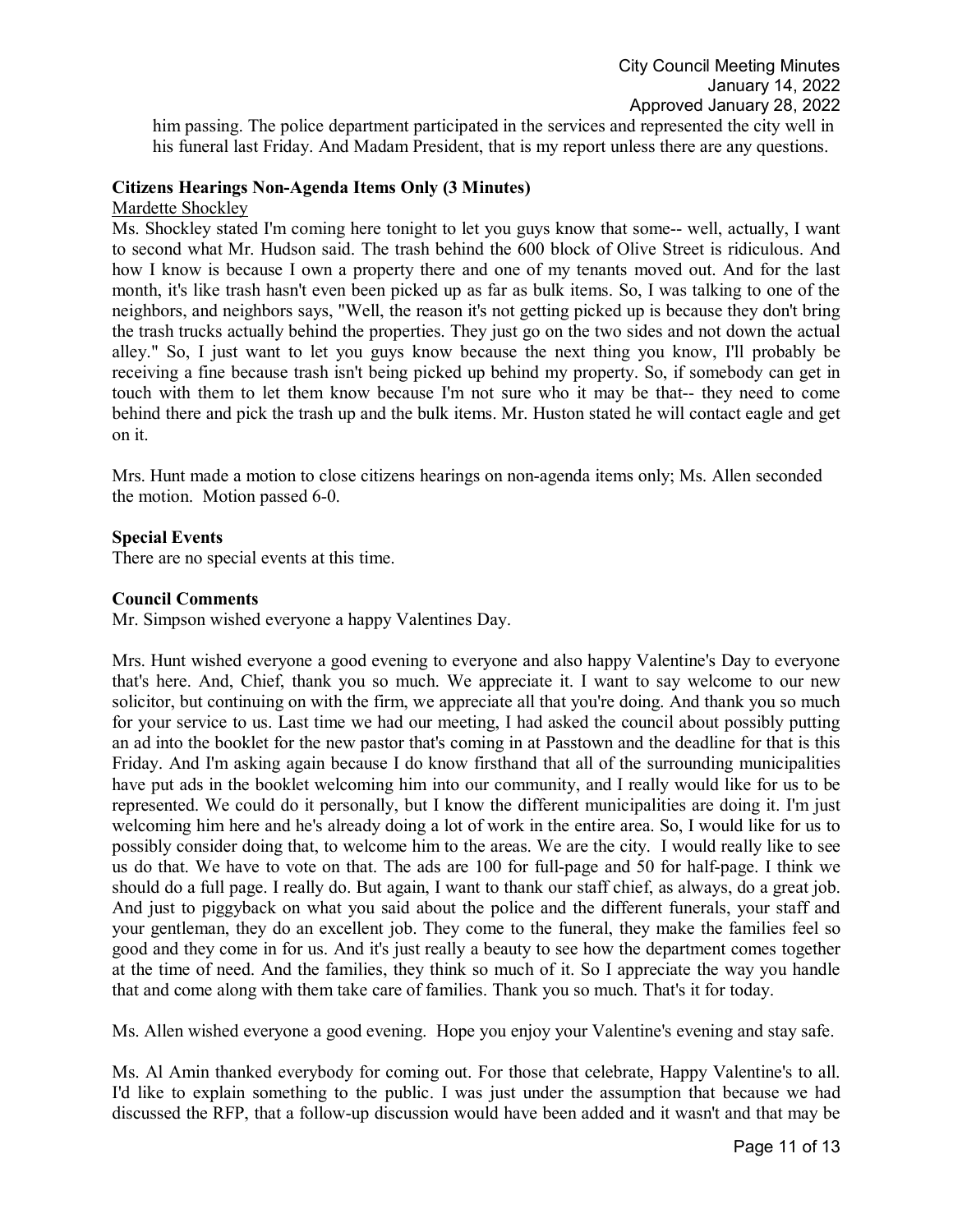him passing. The police department participated in the services and represented the city well in his funeral last Friday. And Madam President, that is my report unless there are any questions.

**Citizens Hearings Non-Agenda Items Only (3 Minutes)**

Mardette Shockley

Ms. Shockley stated I'm coming here tonight to let you guys know that some-- well, actually, I want to second what Mr. Hudson said. The trash behind the 600 block of Olive Street is ridiculous. And how I know is because I own a property there and one of my tenants moved out. And for the last month, it's like trash hasn't even been picked up as far as bulk items. So, I was talking to one of the neighbors, and neighbors says, "Well, the reason it's not getting picked up is because they don't bring the trash trucks actually behind the properties. They just go on the two sides and not down the actual alley." So, I just want to let you guys know because the next thing you know, I'll probably be receiving a fine because trash isn't being picked up behind my property. So, if somebody can get in touch with them to let them know because I'm not sure who it may be that-- they need to come behind there and pick the trash up and the bulk items. Mr. Huston stated he will contact eagle and get on it.

Mrs. Hunt made a motion to close citizens hearings on non-agenda items only; Ms. Allen seconded the motion. Motion passed 6-0.

**Special Events**

There are no special events at this time.

**Council Comments**

Mr. Simpson wished everyone a happy Valentines Day.

Mrs. Hunt wished everyone a good evening to everyone and also happy Valentine's Day to everyone that's here. And, Chief, thank you so much. We appreciate it. I want to say welcome to our new solicitor, but continuing on with the firm, we appreciate all that you're doing. And thank you so much for your service to us. Last time we had our meeting, I had asked the council about possibly putting an ad into the booklet for the new pastor that's coming in at Passtown and the deadline for that is this Friday. And I'm asking again because I do know firsthand that all of the surrounding municipalities have put ads in the booklet welcoming him into our community, and I really would like for us to be represented. We could do it personally, but I know the different municipalities are doing it. I'm just welcoming him here and he's already doing a lot of work in the entire area. So, I would like for us to possibly consider doing that, to welcome him to the areas. We are the city. I would really like to see us do that. We have to vote on that. The ads are 100 for full-page and 50 for half-page. I think we should do a full page. I really do. But again, I want to thank our staff chief, as always, do a great job. And just to piggyback on what you said about the police and the different funerals, your staff and your gentleman, they do an excellent job. They come to the funeral, they make the families feel so good and they come in for us. And it's just really a beauty to see how the department comes together at the time of need. And the families, they think so much of it. So I appreciate the way you handle that and come along with them take care of families. Thank you so much. That's it for today.

Ms. Allen wished everyone a good evening. Hope you enjoy your Valentine's evening and stay safe.

Ms. Al Amin thanked everybody for coming out. For those that celebrate, Happy Valentine's to all. I'd like to explain something to the public. I was just under the assumption that because we had discussed the RFP, that a follow-up discussion would have been added and it wasn't and that may be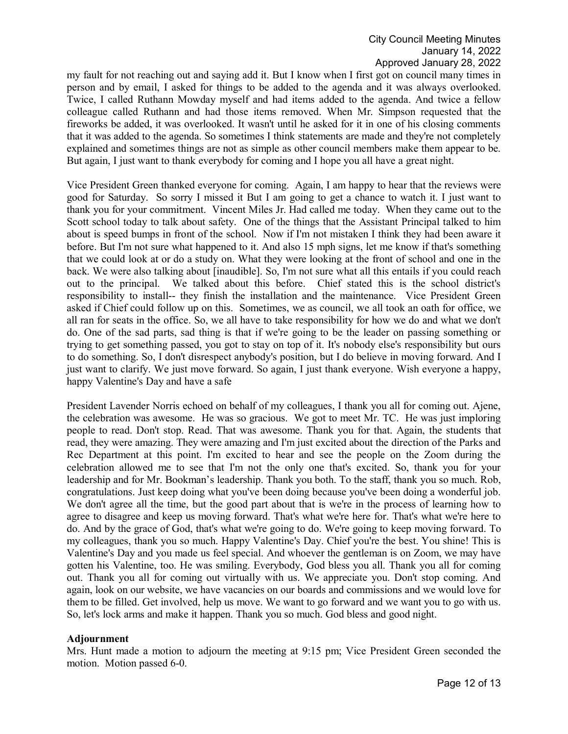my fault for not reaching out and saying add it. But I know when I first got on council many times in person and by email, I asked for things to be added to the agenda and it was always overlooked. Twice, I called Ruthann Mowday myself and had items added to the agenda. And twice a fellow colleague called Ruthann Mowday and had those items removed. When Mr. Simpson requested that the fireworks be added, it was overlooked. It wasn't until he asked for it in one of his closing comments that it was added to the agenda. So sometimes I think statements are made and they're not completely explained and sometimes things are not as simple as other council members make them appear to be. But again, I just want to thank everybody for coming and I hope you all have a great night.

Vice President Green thanked everyone for coming. Again, I am happy to hear that the reviews were good for Saturday. So sorry I missed it But I am going to get a chance to watch it. I just want to thank you for your commitment. Vincent Miles Jr. Had called me today. When they came out to the Scott school today to talk about safety. One of the things that the Assistant Principal talked to him about is speed bumps in front of the school. Now if I'm not mistaken I think they had been aware it before. But I'm not sure what happened to it. And also 15 mph signs, let me know if that's something that we could look at or do a study on. What they were looking at the front of school and one in the back. We were also talking about [inaudible]. So, I'm not sure what all this entails if you could reach out to the principal. We talked about this before. Chief stated this is the school district's responsibility to install-- they finish the installation and the maintenance. Vice President Green asked if Chief could follow up on this. Sometimes, we as council, we all took an oath for office, we all ran for seats in the office. So, we all have to take responsibility for how we do and what we don't do. One of the sad parts, sad thing is that if we're going to be the leader on passing something or trying to get something passed, you got to stay on top of it. It's nobody else's responsibility but ours to do something. So, I don't disrespect anybody's position, but I do believe in moving forward. And I just want to clarify. We just move forward. So again, I just thank everyone. Wish everyone a happy, happy Valentine's Day and have a safe

President Lavender Norris echoed on behalf of my colleagues, I thank you all for coming out. Ajene, the celebration was awesome. He was so gracious. We got to meet Mr. TC. He was just imploring people to read. Don't stop. Read. That was awesome. Thank you for that. Again, the students that read, they were amazing. They were amazing and I'm just excited about the direction of the Parks and Rec Department at this point. I'm excited to hear and see the people on the Zoom during the celebration allowed me to see that I'm not the only one that's excited. So, thank you for your leadership and for Mr. Bookman's leadership. Thank you both. To the staff, thank you so much. Rob, congratulations. Just keep doing what you've been doing because you've been doing a wonderful job. We don't agree all the time, but the good part about that is we're in the process of learning how to agree to disagree and keep us moving forward. That's what we're here for. That's what we're here to do. And by the grace of God, that's what we're going to do. We're going to keep moving forward. To my colleagues, thank you so much. Happy Valentine's Day. Chief you're the best. You shine! This is Valentine's Day and you made us feel special. And whoever the gentleman is on Zoom, we may have gotten his Valentine, too. He was smiling. Everybody, God bless you all. Thank you all for coming out. Thank you all for coming out virtually with us. We appreciate you. Don't stop coming. And again, look on our website, we have vacancies on our boards and commissions and we would love for them to be filled. Get involved, help us move. We want to go forward and we want you to go with us. So, let's lock arms and make it happen. Thank you so much. God bless and good night.

**Adjournment**

Mrs. Hunt made a motion to adjourn the meeting at 9:15 pm; Vice President Green seconded the motion. Motion passed 6-0.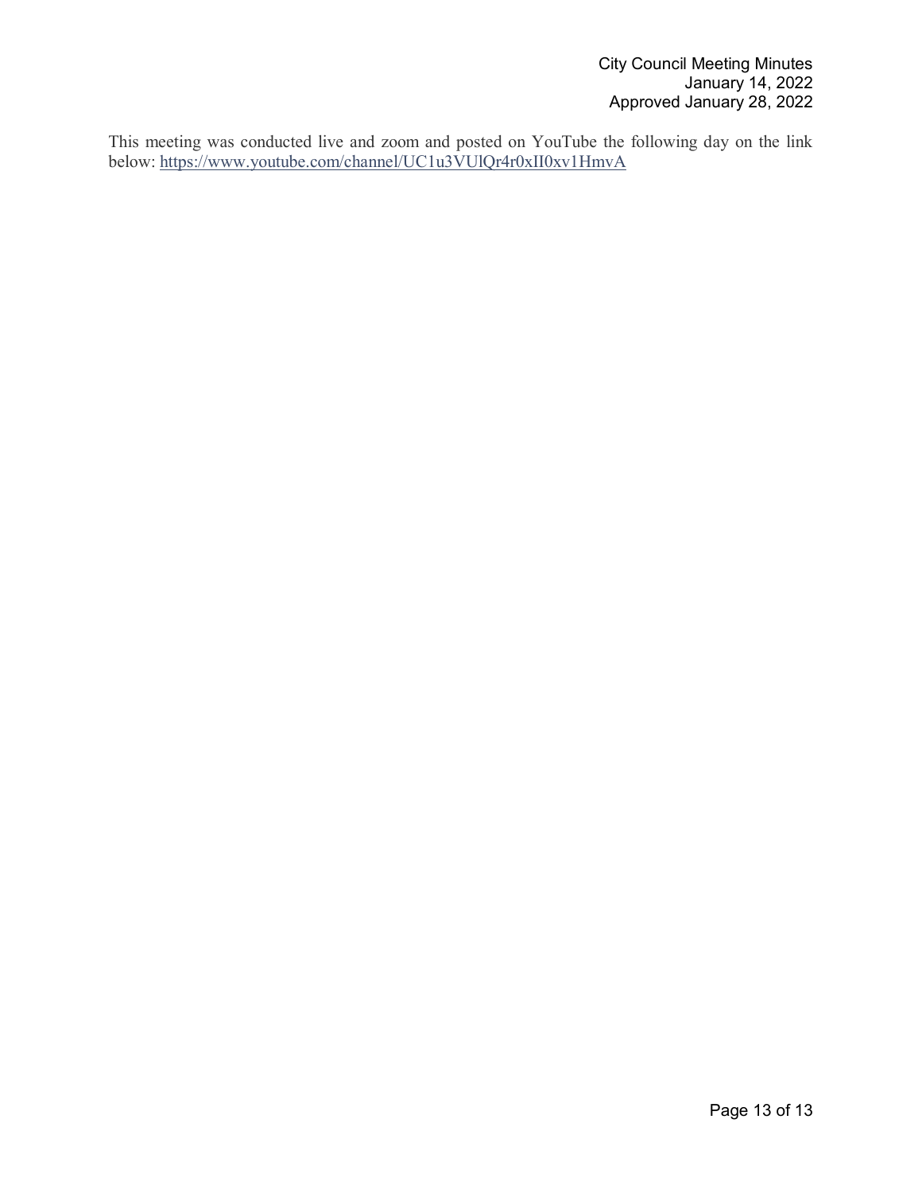This meeting was conducted live and zoom and posted on YouTube the following day on the link below: https://www.youtube.com/channel/UC1u3VUlQr4r0xII0xv1HmvA